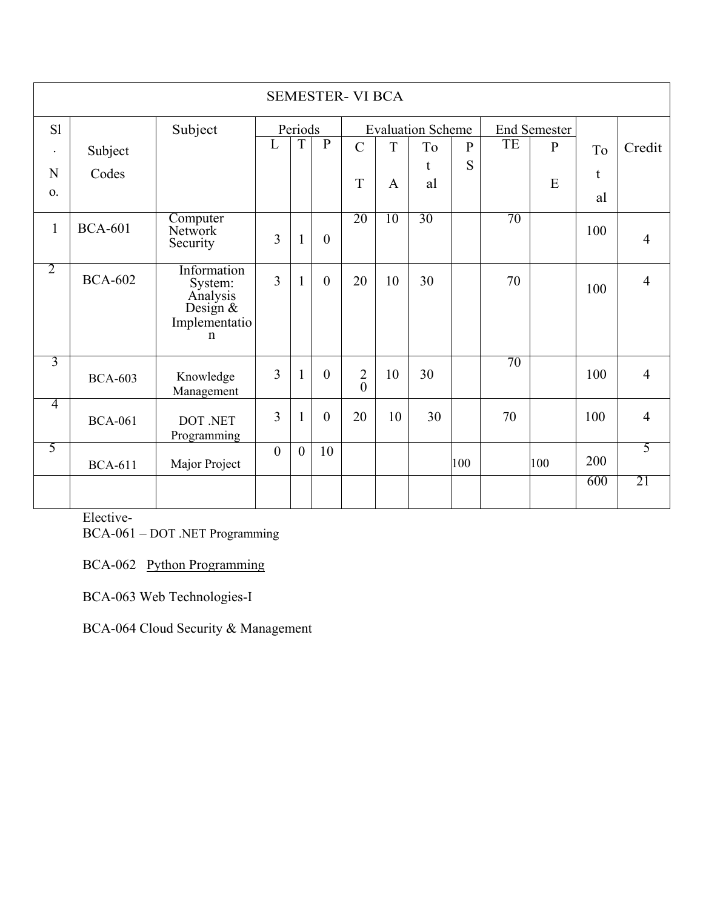| SEMESTER- VI BCA | | | | | | | | | | | | | |
|---|---|---|---|---|---|---|---|---|---|---|---|---|---|
| Sl. No. | Subject Codes | Subject | Periods | | | Evaluation Scheme | | | | End Semester | | Total | Credit |
| | | | L | T | P | CT | TA | Total | PS | TE | PE | | |
| 1 | BCA-601 | Computer Network Security | 3 | 1 | 0 | 20 | 10 | 30 | | 70 | | 100 | 4 |
| 2 | BCA-602 | Information System: Analysis Design & Implementation | 3 | 1 | 0 | 20 | 10 | 30 | | 70 | | 100 | 4 |
| 3 | BCA-603 | Knowledge Management | 3 | 1 | 0 | 20 | 10 | 30 | | 70 | | 100 | 4 |
| 4 | BCA-061 | DOT .NET Programming | 3 | 1 | 0 | 20 | 10 | 30 | | 70 | | 100 | 4 |
| 5 | BCA-611 | Major Project | 0 | 0 | 10 | | | | 100 | | 100 | 200 | 5 |
| | | | | | | | | | | | | 600 | 21 |

Elective-

BCA-061 – DOT .NET Programming

BCA-062 Python Programming

BCA-063 Web Technologies-I

BCA-064 Cloud Security & Management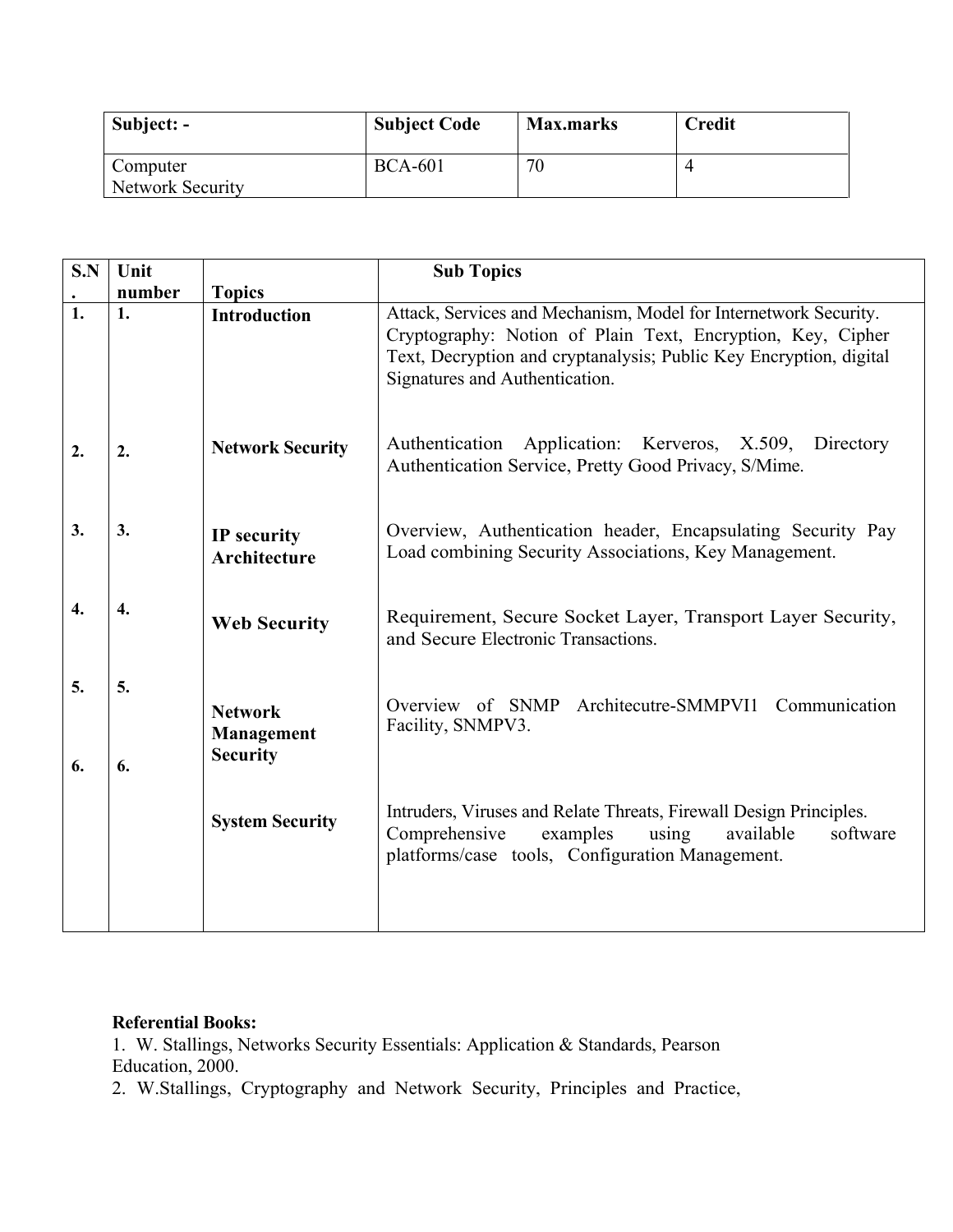| Subject: - | Subject Code | Max.marks | Credit |
|---|---|---|---|
| Computer Network Security | BCA-601 | 70 | 4 |

| S.N. | Unit number | Topics | Sub Topics |
|---|---|---|---|
| 1. | 1. | **Introduction** | Attack, Services and Mechanism, Model for Internetwork Security. Cryptography: Notion of Plain Text, Encryption, Key, Cipher Text, Decryption and cryptanalysis; Public Key Encryption, digital Signatures and Authentication. |
| 2. | 2. | **Network Security** | Authentication Application: Kerveros, X.509, Directory Authentication Service, Pretty Good Privacy, S/Mime. |
| 3. | 3. | **IP security Architecture** | Overview, Authentication header, Encapsulating Security Pay Load combining Security Associations, Key Management. |
| 4. | 4. | **Web Security** | Requirement, Secure Socket Layer, Transport Layer Security, and Secure Electronic Transactions. |
| 5. | 5. | **Network Management Security** | Overview of SNMP Architecutre-SMMPVI1 Communication Facility, SNMPV3. |
| 6. | 6. | **System Security** | Intruders, Viruses and Relate Threats, Firewall Design Principles. Comprehensive examples using available software platforms/case tools, Configuration Management. |

**Referential Books:**

1. W. Stallings, Networks Security Essentials: Application & Standards, Pearson Education, 2000.
2. W.Stallings, Cryptography and Network Security, Principles and Practice,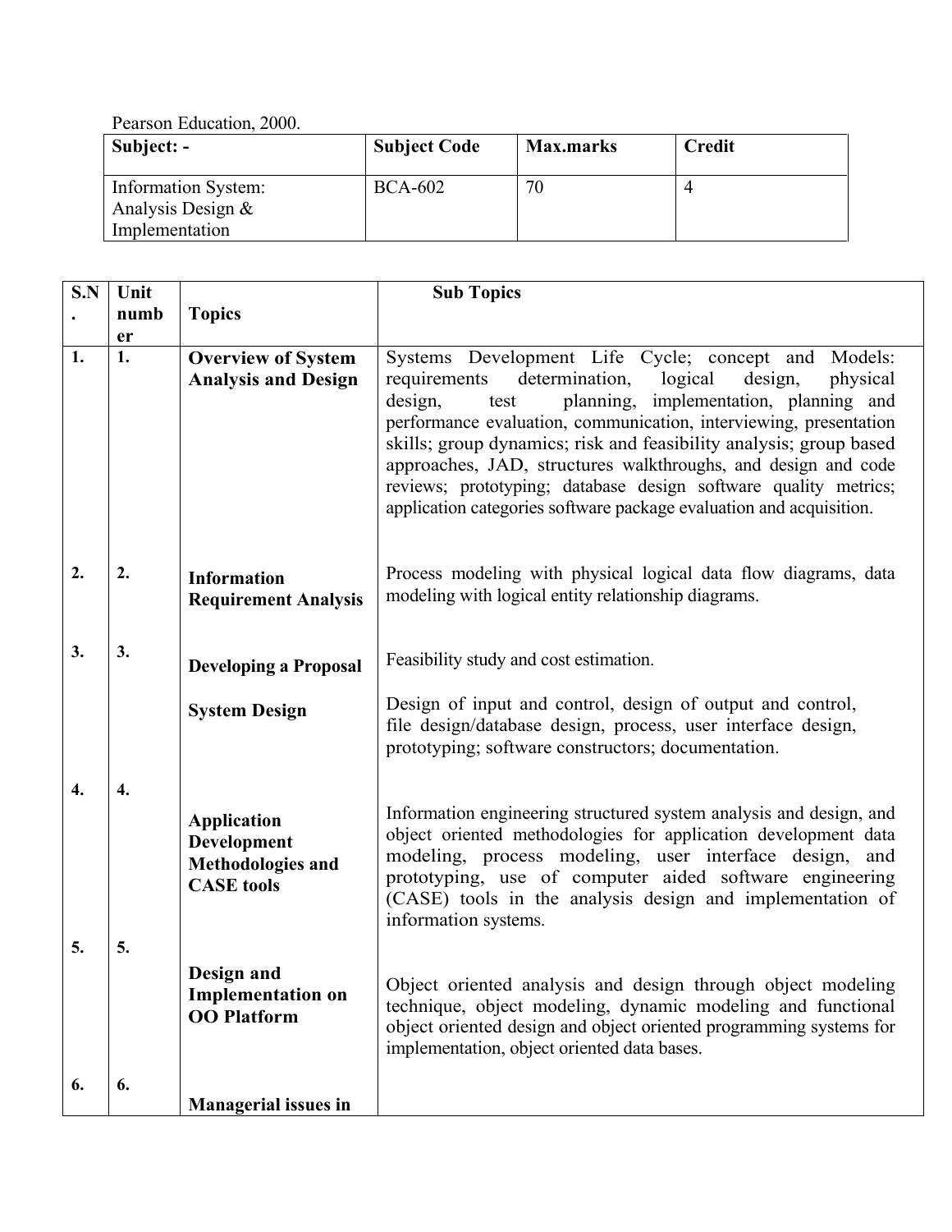Pearson Education, 2000.

| Subject: - | Subject Code | Max.marks | Credit |
|---|---|---|---|
| Information System: Analysis Design & Implementation | BCA-602 | 70 | 4 |

| S.N. | Unit number | Topics | Sub Topics |
|---|---|---|---|
| 1. | 1. | **Overview of System Analysis and Design** | Systems Development Life Cycle; concept and Models: requirements determination, logical design, physical design, test planning, implementation, planning and performance evaluation, communication, interviewing, presentation skills; group dynamics; risk and feasibility analysis; group based approaches, JAD, structures walkthroughs, and design and code reviews; prototyping; database design software quality metrics; application categories software package evaluation and acquisition. |
| 2. | 2. | **Information Requirement Analysis** | Process modeling with physical logical data flow diagrams, data modeling with logical entity relationship diagrams. |
| 3. | 3. | **Developing a Proposal** | Feasibility study and cost estimation. |
| | | **System Design** | Design of input and control, design of output and control, file design/database design, process, user interface design, prototyping; software constructors; documentation. |
| 4. | 4. | **Application Development Methodologies and CASE tools** | Information engineering structured system analysis and design, and object oriented methodologies for application development data modeling, process modeling, user interface design, and prototyping, use of computer aided software engineering (CASE) tools in the analysis design and implementation of information systems. |
| 5. | 5. | **Design and Implementation on OO Platform** | Object oriented analysis and design through object modeling technique, object modeling, dynamic modeling and functional object oriented design and object oriented programming systems for implementation, object oriented data bases. |
| 6. | 6. | **Managerial issues in** | |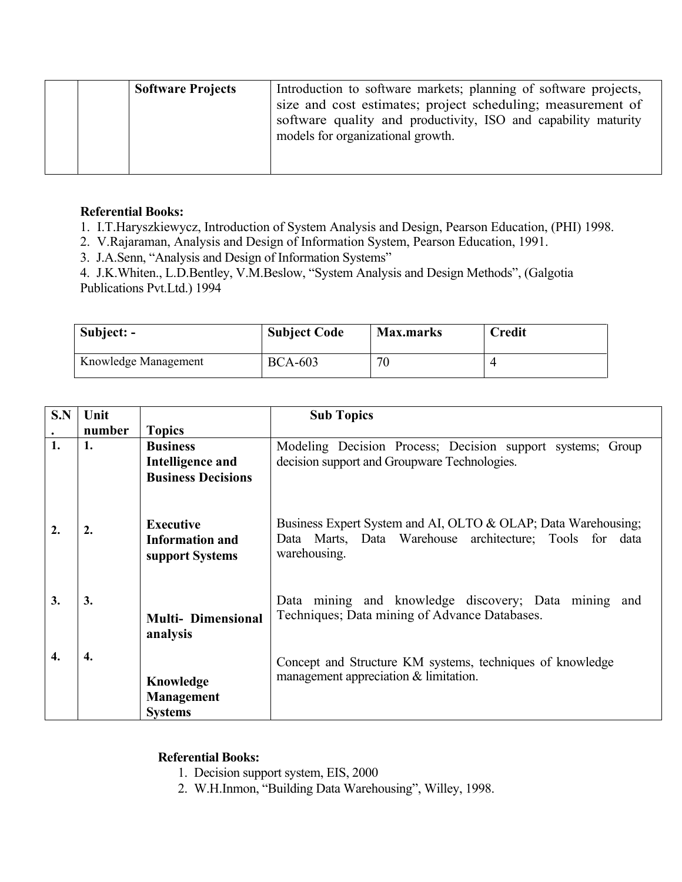| | | Software Projects | Introduction to software markets; planning of software projects, size and cost estimates; project scheduling; measurement of software quality and productivity, ISO and capability maturity models for organizational growth. |
|---|---|---|---|

**Referential Books:**

1. I.T.Haryszkiewycz, Introduction of System Analysis and Design, Pearson Education, (PHI) 1998.
2. V.Rajaraman, Analysis and Design of Information System, Pearson Education, 1991.
3. J.A.Senn, "Analysis and Design of Information Systems"
4. J.K.Whiten., L.D.Bentley, V.M.Beslow, "System Analysis and Design Methods", (Galgotia Publications Pvt.Ltd.) 1994

| **Subject: -** | **Subject Code** | **Max.marks** | **Credit** |
|---|---|---|---|
| Knowledge Management | BCA-603 | 70 | 4 |

| **S.N.** | **Unit number** | **Topics** | **Sub Topics** |
|---|---|---|---|
| **1.** | **1.** | **Business Intelligence and Business Decisions** | Modeling Decision Process; Decision support systems; Group decision support and Groupware Technologies. |
| **2.** | **2.** | **Executive Information and support Systems** | Business Expert System and AI, OLTO & OLAP; Data Warehousing; Data Marts, Data Warehouse architecture; Tools for data warehousing. |
| **3.** | **3.** | **Multi- Dimensional analysis** | Data mining and knowledge discovery; Data mining and Techniques; Data mining of Advance Databases. |
| **4.** | **4.** | **Knowledge Management Systems** | Concept and Structure KM systems, techniques of knowledge management appreciation & limitation. |

**Referential Books:**

1. Decision support system, EIS, 2000
2. W.H.Inmon, "Building Data Warehousing", Willey, 1998.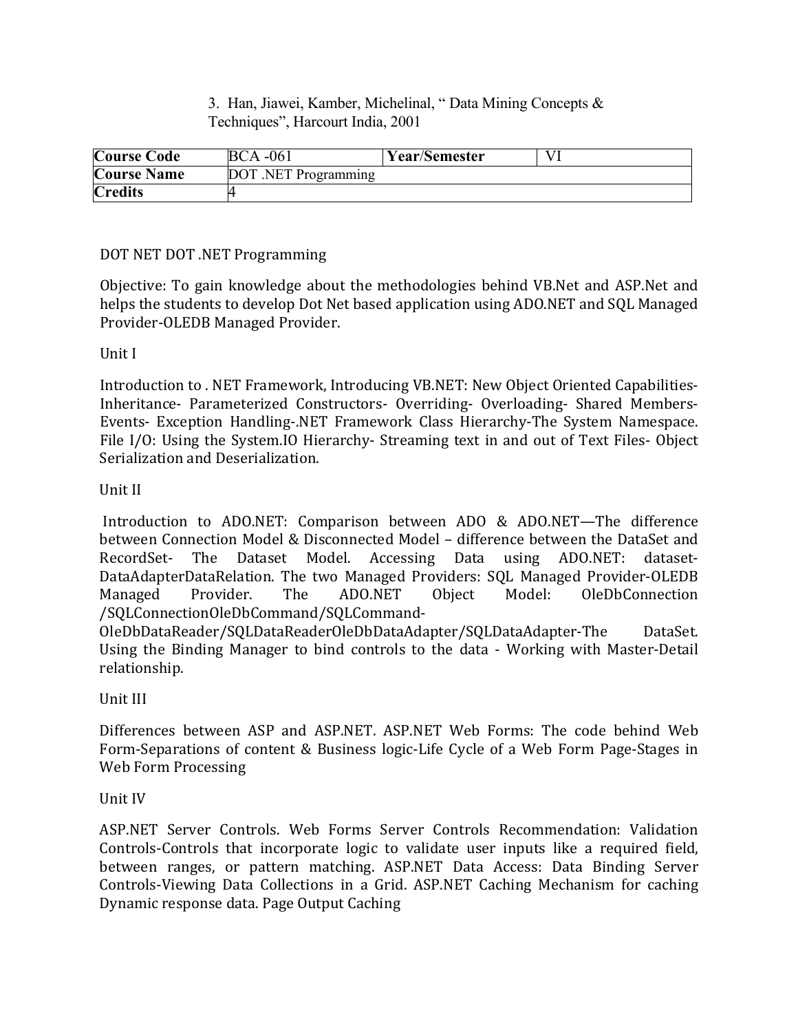3. Han, Jiawei, Kamber, Michelinal, " Data Mining Concepts & Techniques", Harcourt India, 2001

| | | | |
|---|---|---|---|
| **Course Code** | BCA -061 | **Year/Semester** | VI |
| **Course Name** | DOT .NET Programming | | |
| **Credits** | 4 | | |

DOT NET DOT .NET Programming

Objective: To gain knowledge about the methodologies behind VB.Net and ASP.Net and helps the students to develop Dot Net based application using ADO.NET and SQL Managed Provider-OLEDB Managed Provider.

Unit I

Introduction to . NET Framework, Introducing VB.NET: New Object Oriented Capabilities- Inheritance- Parameterized Constructors- Overriding- Overloading- Shared Members- Events- Exception Handling-.NET Framework Class Hierarchy-The System Namespace. File I/O: Using the System.IO Hierarchy- Streaming text in and out of Text Files- Object Serialization and Deserialization.

Unit II

Introduction to ADO.NET: Comparison between ADO & ADO.NET—The difference between Connection Model & Disconnected Model – difference between the DataSet and RecordSet- The Dataset Model. Accessing Data using ADO.NET: dataset-DataAdapterDataRelation. The two Managed Providers: SQL Managed Provider-OLEDB Managed Provider. The ADO.NET Object Model: OleDbConnection /SQLConnectionOleDbCommand/SQLCommand-OleDbDataReader/SQLDataReaderOleDbDataAdapter/SQLDataAdapter-The DataSet. Using the Binding Manager to bind controls to the data - Working with Master-Detail relationship.

Unit III

Differences between ASP and ASP.NET. ASP.NET Web Forms: The code behind Web Form-Separations of content & Business logic-Life Cycle of a Web Form Page-Stages in Web Form Processing

Unit IV

ASP.NET Server Controls. Web Forms Server Controls Recommendation: Validation Controls-Controls that incorporate logic to validate user inputs like a required field, between ranges, or pattern matching. ASP.NET Data Access: Data Binding Server Controls-Viewing Data Collections in a Grid. ASP.NET Caching Mechanism for caching Dynamic response data. Page Output Caching